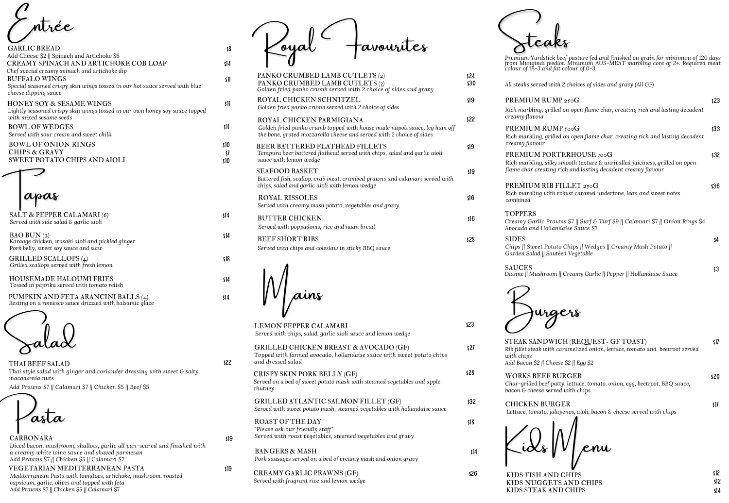# Entrée

**GARLIC BREAD** $8
Add Cheese $2 || Spinach and Artichoke $6

**CREAMY SPINACH AND ARTICHOKE COB LOAF** $14
*Chef special creamy spinach and artichoke dip*

**BUFFALO WINGS** $11
*Special seasoned crispy skin wings tossed in our hot sauce served with blue cheese dipping sauce*

**HONEY SOY & SESAME WINGS** $11
*Lightly seasoned crispy skin wings tossed in our own honey soy sauce topped with mixed sesame seeds*

**BOWL OF WEDGES** $11
*Served with sour cream and sweet chilli*

**BOWL OF ONION RINGS** $10

**CHIPS & GRAVY** $7

**SWEET POTATO CHIPS AND AIOLI** $10

# Tapas

**SALT & PEPPER CALAMARI (6)** $14
*Served with side salad & garlic aioli*

**BAO BUN (2)** $14
*Karaage chicken, wasabi aioli and pickled ginger*
*Pork belly, sweet soy sauce and slaw*

**GRILLED SCALLOPS (4)** $18
*Grilled scallops served with fresh lemon*

**HOUSEMADE HALOUMI FRIES** $14
*Tossed in paprika served with tomato relish*

**PUMPKIN AND FETA ARANCINI BALLS (4)** $14
*Resting on a romesco sauce drizzled with balsamic glaze*

# Salad

**THAI BEEF SALAD** $22
*Thai style salad with ginger and coriander dressing with sweet & salty macadamia nuts*
Add Prawns $7 || Calamari $7 || Chicken $5 || Beef $5

# Pasta

**CARBONARA** $19
*Diced bacon, mushroom, shallots, garlic all pan-seared and finished with a creamy white wine sauce and shaved parmesan*
Add Prawns $7 || Chicken $5 || Calamari $7

**VEGETARIAN MEDITERRANEAN PASTA** $19
*Mediterranean Pasta with tomatoes, artichoke, mushroom, roasted capsicum, garlic, olives and topped with feta*
Add Prawns $7 || Chicken $5 || Calamari $7

# Royal Favourites

**PANKO CRUMBED LAMB CUTLETS (2)** $24
**PANKO CRUMBED LAMB CUTLETS (3)** $30
*Golden fried panko crumb served with 2 choice of sides and gravy*

**ROYAL CHICKEN SCHNITZEL** $19
*Golden fried panko crumb served with 2 choice of sides*

**ROYAL CHICKEN PARMIGIANA** $22
*Golden fried panko crumb topped with house made napoli sauce, leg ham off the bone, grated mozzarella cheese and served with 2 choice of sides*

**BEER BATTERED FLATHEAD FILLETS** $19
*Tempura beer battered flathead served with chips, salad and garlic aioli sauce with lemon wedge*

**SEAFOOD BASKET** $19
*Battered fish, scallop, crab meat, crumbed prawns and calamari served with chips, salad and garlic aioli with lemon wedge*

**ROYAL RISSOLES** $16
*Served with creamy mash potato, vegetables and gravy*

**BUTTER CHICKEN** $16
*Served with poppadoms, rice and naan bread*

**BEEF SHORT RIBS** $28
*Served with chips and coleslaw in sticky BBQ sauce*

# Mains

**LEMON PEPPER CALAMARI** $23
*Served with chips, salad, garlic aioli sauce and lemon wedge*

**GRILLED CHICKEN BREAST & AVOCADO (GF)** $27
*Topped with fanned avocado, hollandaise sauce with sweet potato chips and dressed salad*

**CRISPY SKIN PORK BELLY (GF)** $28
*Served on a bed of sweet potato mash with steamed vegetables and apple chutney*

**GRILLED ATLANTIC SALMON FILLET (GF)** $32
*Served with sweet potato mash, steamed vegetables with hollandaise sauce*

**ROAST OF THE DAY** $18
*"Please ask our friendly staff"*
*Served with roast vegetables, steamed vegetables and gravy*

**BANGERS & MASH** $14
*Pork sausages served on a bed of creamy mash and onion gravy*

**CREAMY GARLIC PRAWNS (GF)** $26
*Served with fragrant rice and lemon wedge*

# Steaks

*Premium Yardstick beef pasture fed and finished on grain for minimum of 120 days from Mungindi feedlot. Minimum AUS-MEAT marbling core of 2+. Required meat colour of 1B-3 and fat colour of 0-3.*

*All steaks served with 2 choices of sides and gravy (All GF)*

**PREMIUM RUMP 250G** $23
*Rich marbling, grilled on open flame char, creating rich and lasting decadent creamy flavour*

**PREMIUM RUMP 500G** $33
*Rich marbling, grilled on open flame char, creating rich and lasting decadent creamy flavour*

**PREMIUM PORTERHOUSE 300G** $32
*Rich marbling, silky smooth texture & unrivalled juiciness, grilled on open flame char creating rich and lasting decadent creamy flavour*

**PREMIUM RIB FILLET 250G** $36
*Rich marbling with robust caramel undertone, lean and sweet notes combined*

**TOPPERS**
*Creamy Garlic Prawns $7 || Surf & Turf $9 || Calamari $7 || Onion Rings $4 Avocado and Hollandaise Sauce $7*

**SIDES** $4
*Chips || Sweet Potato Chips || Wedges || Creamy Mash Potato || Garden Salad || Sautéed Vegetable*

**SAUCES** $3
*Dianne || Mushroom || Creamy Garlic || Pepper || Hollandaise Sauce*

# Burgers

**STEAK SANDWICH (REQUEST- GF TOAST)** $17
*Rib fillet steak with caramelized onion, lettuce, tomato and beetroot served with chips*
Add Bacon $2 || Cheese $2 || Egg $2

**WORKS BEEF BURGER** $20
*Char-grilled beef patty, lettuce, tomato, onion, egg, beetroot, BBQ sauce, bacon & cheese served with chips*

**CHICKEN BURGER** $17
*Lettuce, tomato, jalapenos, aioli, bacon & cheese served with chips*

# Kids Menu

**KIDS FISH AND CHIPS** $12
**KIDS NUGGETS AND CHIPS** $12
**KIDS STEAK AND CHIPS** $14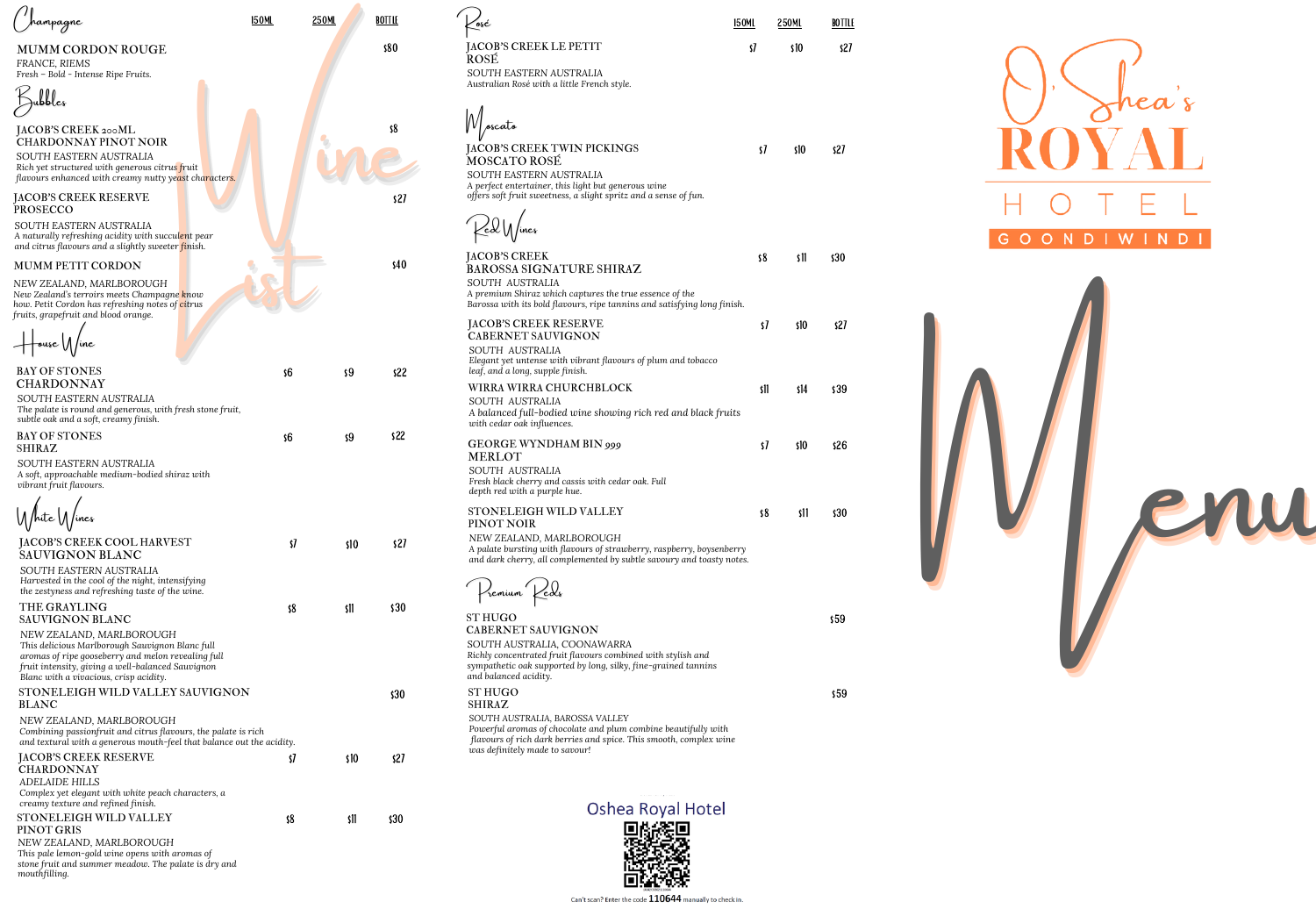# O'Shea's ROYAL HOTEL GOONDIWINDI

# Wine List Menu

## Champagne

| | 150ML | 250ML | BOTTLE |
|---|---|---|---|
| **MUMM CORDON ROUGE**<br>FRANCE, RIEMS<br>*Fresh – Bold – Intense Ripe Fruits.* | | | $80 |

## Bubbles

| | 150ML | 250ML | BOTTLE |
|---|---|---|---|
| **JACOB'S CREEK 200ML CHARDONNAY PINOT NOIR**<br>SOUTH EASTERN AUSTRALIA<br>*Rich yet structured with generous citrus fruit flavours enhanced with creamy nutty yeast characters.* | | | $8 |
| **JACOB'S CREEK RESERVE PROSECCO**<br>SOUTH EASTERN AUSTRALIA<br>*A naturally refreshing acidity with succulent pear and citrus flavours and a slightly sweeter finish.* | | | $27 |
| **MUMM PETIT CORDON**<br>NEW ZEALAND, MARLBOROUGH<br>*New Zealand's terroirs meets Champagne know how. Petit Cordon has refreshing notes of citrus fruits, grapefruit and blood orange.* | | | $40 |

## House Wine

| | 150ML | 250ML | BOTTLE |
|---|---|---|---|
| **BAY OF STONES CHARDONNAY**<br>SOUTH EASTERN AUSTRALIA<br>*The palate is round and generous, with fresh stone fruit, subtle oak and a soft, creamy finish.* | $6 | $9 | $22 |
| **BAY OF STONES SHIRAZ**<br>SOUTH EASTERN AUSTRALIA<br>*A soft, approachable medium-bodied shiraz with vibrant fruit flavours.* | $6 | $9 | $22 |

## White Wines

| | 150ML | 250ML | BOTTLE |
|---|---|---|---|
| **JACOB'S CREEK COOL HARVEST SAUVIGNON BLANC**<br>SOUTH EASTERN AUSTRALIA<br>*Harvested in the cool of the night, intensifying the zestyness and refreshing taste of the wine.* | $7 | $10 | $27 |
| **THE GRAYLING SAUVIGNON BLANC**<br>NEW ZEALAND, MARLBOROUGH<br>*This delicious Marlborough Sauvignon Blanc full aromas of ripe gooseberry and melon revealing full fruit intensity, giving a well-balanced Sauvignon Blanc with a vivacious, crisp acidity.* | $8 | $11 | $30 |
| **STONELEIGH WILD VALLEY SAUVIGNON BLANC**<br>NEW ZEALAND, MARLBOROUGH<br>*Combining passionfruit and citrus flavours, the palate is rich and textural with a generous mouth-feel that balance out the acidity.* | | | $30 |
| **JACOB'S CREEK RESERVE CHARDONNAY**<br>ADELAIDE HILLS<br>*Complex yet elegant with white peach characters, a creamy texture and refined finish.* | $7 | $10 | $27 |
| **STONELEIGH WILD VALLEY PINOT GRIS**<br>NEW ZEALAND, MARLBOROUGH<br>*This pale lemon-gold wine opens with aromas of stone fruit and summer meadow. The palate is dry and mouthfilling.* | $8 | $11 | $30 |

## Rosé

| | 150ML | 250ML | BOTTLE |
|---|---|---|---|
| **JACOB'S CREEK LE PETIT ROSÉ**<br>SOUTH EASTERN AUSTRALIA<br>*Australian Rosé with a little French style.* | $7 | $10 | $27 |

## Moscato

| | 150ML | 250ML | BOTTLE |
|---|---|---|---|
| **JACOB'S CREEK TWIN PICKINGS MOSCATO ROSÉ**<br>SOUTH EASTERN AUSTRALIA<br>*A perfect entertainer, this light but generous wine offers soft fruit sweetness, a slight spritz and a sense of fun.* | $7 | $10 | $27 |

## Red Wines

| | 150ML | 250ML | BOTTLE |
|---|---|---|---|
| **JACOB'S CREEK BAROSSA SIGNATURE SHIRAZ**<br>SOUTH AUSTRALIA<br>*A premium Shiraz which captures the true essence of the Barossa with its bold flavours, ripe tannins and satisfying long finish.* | $8 | $11 | $30 |
| **JACOB'S CREEK RESERVE CABERNET SAUVIGNON**<br>SOUTH AUSTRALIA<br>*Elegant yet untense with vibrant flavours of plum and tobacco leaf, and a long, supple finish.* | $7 | $10 | $27 |
| **WIRRA WIRRA CHURCHBLOCK**<br>SOUTH AUSTRALIA<br>*A balanced full-bodied wine showing rich red and black fruits with cedar oak influences.* | $11 | $14 | $39 |
| **GEORGE WYNDHAM BIN 999 MERLOT**<br>SOUTH AUSTRALIA<br>*Fresh black cherry and cassis with cedar oak. Full depth red with a purple hue.* | $7 | $10 | $26 |
| **STONELEIGH WILD VALLEY PINOT NOIR**<br>NEW ZEALAND, MARLBOROUGH<br>*A palate bursting with flavours of strawberry, raspberry, boysenberry and dark cherry, all complemented by subtle savoury and toasty notes.* | $8 | $11 | $30 |

## Premium Reds

| | 150ML | 250ML | BOTTLE |
|---|---|---|---|
| **ST HUGO CABERNET SAUVIGNON**<br>SOUTH AUSTRALIA, COONAWARRA<br>*Richly concentrated fruit flavours combined with stylish and sympathetic oak supported by long, silky, fine-grained tannins and balanced acidity.* | | | $59 |
| **ST HUGO SHIRAZ**<br>SOUTH AUSTRALIA, BAROSSA VALLEY<br>*Powerful aromas of chocolate and plum combine beautifully with flavours of rich dark berries and spice. This smooth, complex wine was definitely made to savour!* | | | $59 |

Oshea Royal Hotel

Can't scan? Enter the code **110644** manually to check in.